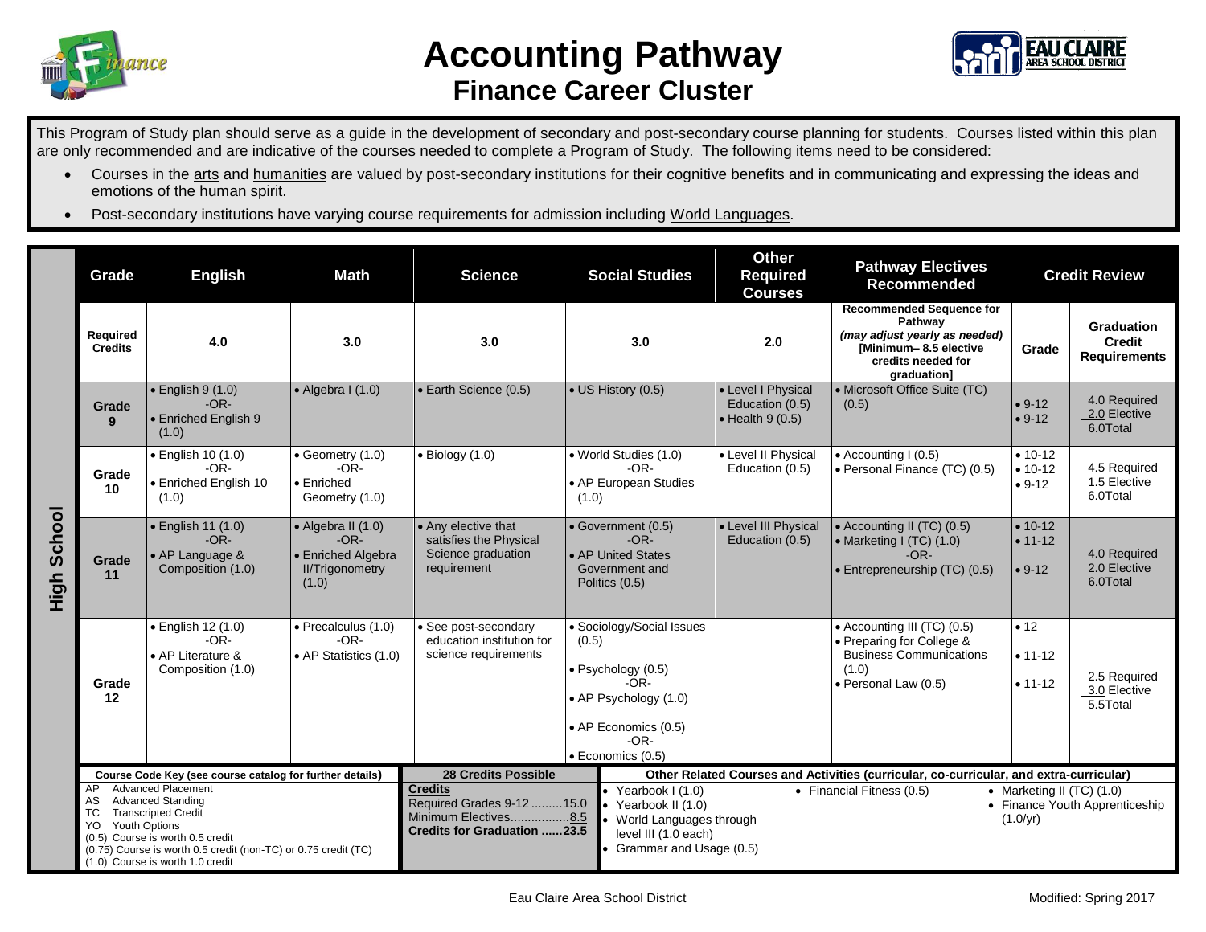# Accounting Pathway
## Finance Career Cluster

This Program of Study plan should serve as a guide in the development of secondary and post-secondary course planning for students. Courses listed within this plan are only recommended and are indicative of the courses needed to complete a Program of Study. The following items need to be considered:

- Courses in the arts and humanities are valued by post-secondary institutions for their cognitive benefits and in communicating and expressing the ideas and emotions of the human spirit.
- Post-secondary institutions have varying course requirements for admission including World Languages.

**High School**

| Grade | English | Math | Science | Social Studies | Other Required Courses | Pathway Electives Recommended | Credit Review | |
|---|---|---|---|---|---|---|---|---|
| **Required Credits** | **4.0** | **3.0** | **3.0** | **3.0** | **2.0** | **Recommended Sequence for Pathway** *(may adjust yearly as needed)* **[Minimum– 8.5 elective credits needed for graduation]** | **Grade** | **Graduation Credit Requirements** |
| **Grade 9** | • English 9 (1.0) -OR- • Enriched English 9 (1.0) | • Algebra I (1.0) | • Earth Science (0.5) | • US History (0.5) | • Level I Physical Education (0.5) • Health 9 (0.5) | • Microsoft Office Suite (TC) (0.5) | • 9-12 • 9-12 | 4.0 Required 2.0 Elective 6.0Total |
| **Grade 10** | • English 10 (1.0) -OR- • Enriched English 10 (1.0) | • Geometry (1.0) -OR- • Enriched Geometry (1.0) | • Biology (1.0) | • World Studies (1.0) -OR- • AP European Studies (1.0) | • Level II Physical Education (0.5) | • Accounting I (0.5) • Personal Finance (TC) (0.5) | • 10-12 • 10-12 • 9-12 | 4.5 Required 1.5 Elective 6.0Total |
| **Grade 11** | • English 11 (1.0) -OR- • AP Language & Composition (1.0) | • Algebra II (1.0) -OR- • Enriched Algebra II/Trigonometry (1.0) | • Any elective that satisfies the Physical Science graduation requirement | • Government (0.5) -OR- • AP United States Government and Politics (0.5) | • Level III Physical Education (0.5) | • Accounting II (TC) (0.5) • Marketing I (TC) (1.0) -OR- • Entrepreneurship (TC) (0.5) | • 10-12 • 11-12 • 9-12 | 4.0 Required 2.0 Elective 6.0Total |
| **Grade 12** | • English 12 (1.0) -OR- • AP Literature & Composition (1.0) | • Precalculus (1.0) -OR- • AP Statistics (1.0) | • See post-secondary education institution for science requirements | • Sociology/Social Issues (0.5) • Psychology (0.5) -OR- • AP Psychology (1.0) • AP Economics (0.5) -OR- • Economics (0.5) | | • Accounting III (TC) (0.5) • Preparing for College & Business Communications (1.0) • Personal Law (0.5) | • 12 • 11-12 • 11-12 | 2.5 Required 3.0 Elective 5.5Total |

**Course Code Key (see course catalog for further details)**

- AP Advanced Placement
- AS Advanced Standing
- TC Transcripted Credit
- YO Youth Options
- (0.5) Course is worth 0.5 credit
- (0.75) Course is worth 0.5 credit (non-TC) or 0.75 credit (TC)
- (1.0) Course is worth 1.0 credit

**28 Credits Possible**

**Credits**
Required Grades 9-12 .........15.0
Minimum Electives.................8.5
**Credits for Graduation ......23.5**

**Other Related Courses and Activities (curricular, co-curricular, and extra-curricular)**

- Yearbook I (1.0)
- Yearbook II (1.0)
- World Languages through level III (1.0 each)
- Grammar and Usage (0.5)
- Financial Fitness (0.5)
- Marketing II (TC) (1.0)
- Finance Youth Apprenticeship (1.0/yr)

Eau Claire Area School District

Modified: Spring 2017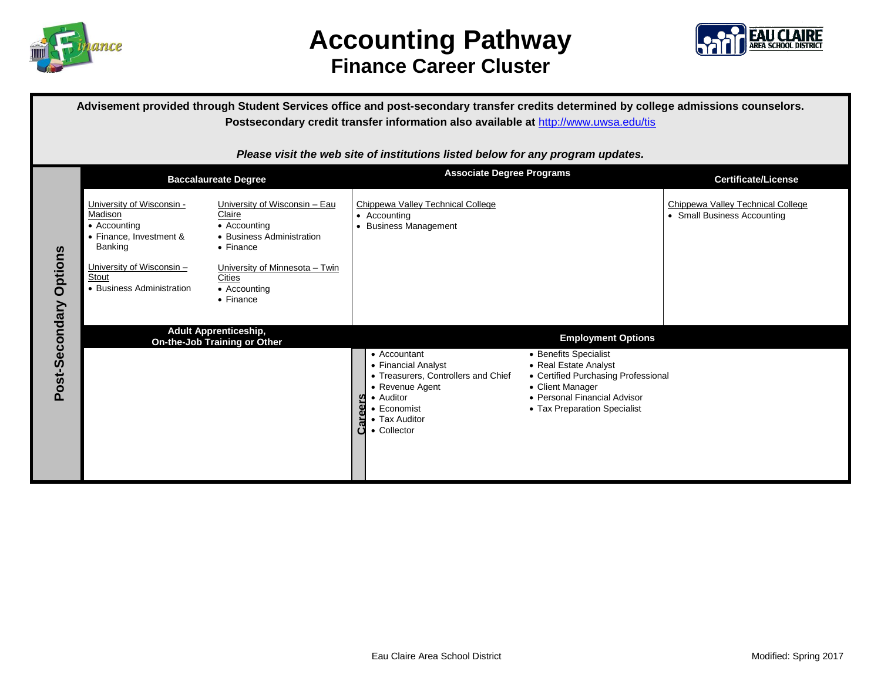# Accounting Pathway

## Finance Career Cluster

**Advisement provided through Student Services office and post-secondary transfer credits determined by college admissions counselors.**
**Postsecondary credit transfer information also available at** http://www.uwsa.edu/tis

***Please visit the web site of institutions listed below for any program updates.***

## Post-Secondary Options

| Baccalaureate Degree | | Associate Degree Programs | Certificate/License |
|---|---|---|---|
| University of Wisconsin - Madison<br>• Accounting<br>• Finance, Investment & Banking<br><br>University of Wisconsin – Stout<br>• Business Administration | University of Wisconsin – Eau Claire<br>• Accounting<br>• Business Administration<br>• Finance<br><br>University of Minnesota – Twin Cities<br>• Accounting<br>• Finance | Chippewa Valley Technical College<br>• Accounting<br>• Business Management | Chippewa Valley Technical College<br>• Small Business Accounting |

| Adult Apprenticeship, On-the-Job Training or Other | Employment Options | |
|---|---|---|
| | **Careers** | |
| | • Accountant<br>• Financial Analyst<br>• Treasurers, Controllers and Chief<br>• Revenue Agent<br>• Auditor<br>• Economist<br>• Tax Auditor<br>• Collector | • Benefits Specialist<br>• Real Estate Analyst<br>• Certified Purchasing Professional<br>• Client Manager<br>• Personal Financial Advisor<br>• Tax Preparation Specialist |

Eau Claire Area School District

Modified: Spring 2017